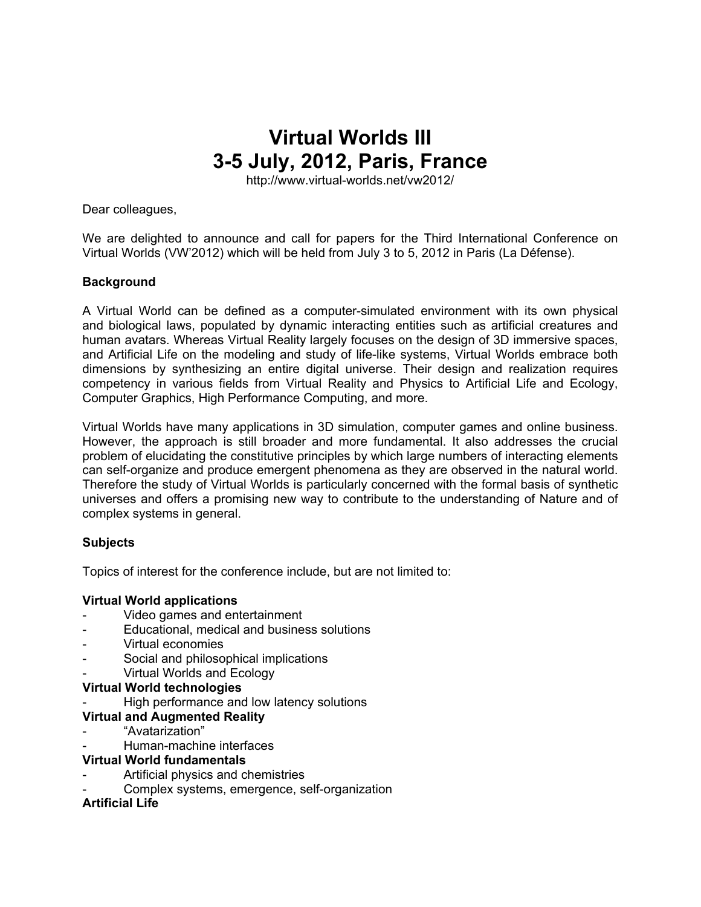# Virtual Worlds III
# 3-5 July, 2012, Paris, France

http://www.virtual-worlds.net/vw2012/

Dear colleagues,

We are delighted to announce and call for papers for the Third International Conference on Virtual Worlds (VW'2012) which will be held from July 3 to 5, 2012 in Paris (La Défense).

**Background**

A Virtual World can be defined as a computer-simulated environment with its own physical and biological laws, populated by dynamic interacting entities such as artificial creatures and human avatars. Whereas Virtual Reality largely focuses on the design of 3D immersive spaces, and Artificial Life on the modeling and study of life-like systems, Virtual Worlds embrace both dimensions by synthesizing an entire digital universe. Their design and realization requires competency in various fields from Virtual Reality and Physics to Artificial Life and Ecology, Computer Graphics, High Performance Computing, and more.

Virtual Worlds have many applications in 3D simulation, computer games and online business. However, the approach is still broader and more fundamental. It also addresses the crucial problem of elucidating the constitutive principles by which large numbers of interacting elements can self-organize and produce emergent phenomena as they are observed in the natural world. Therefore the study of Virtual Worlds is particularly concerned with the formal basis of synthetic universes and offers a promising new way to contribute to the understanding of Nature and of complex systems in general.

**Subjects**

Topics of interest for the conference include, but are not limited to:

**Virtual World applications**
- Video games and entertainment
- Educational, medical and business solutions
- Virtual economies
- Social and philosophical implications
- Virtual Worlds and Ecology

**Virtual World technologies**
- High performance and low latency solutions

**Virtual and Augmented Reality**
- "Avatarization"
- Human-machine interfaces

**Virtual World fundamentals**
- Artificial physics and chemistries
- Complex systems, emergence, self-organization

**Artificial Life**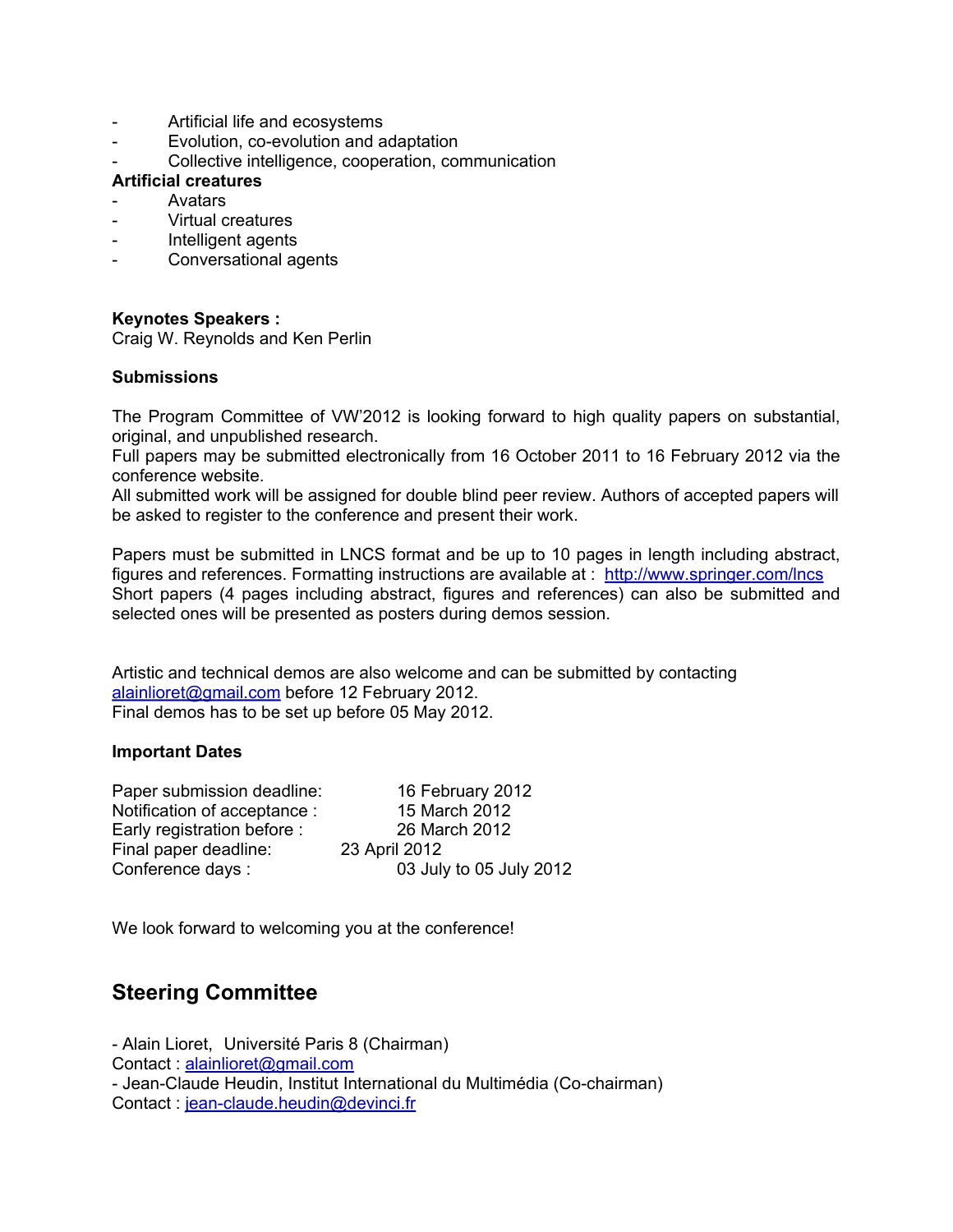- Artificial life and ecosystems
- Evolution, co-evolution and adaptation
- Collective intelligence, cooperation, communication

**Artificial creatures**

- Avatars
- Virtual creatures
- Intelligent agents
- Conversational agents

**Keynotes Speakers :**
Craig W. Reynolds and Ken Perlin

**Submissions**

The Program Committee of VW'2012 is looking forward to high quality papers on substantial, original, and unpublished research.
Full papers may be submitted electronically from 16 October 2011 to 16 February 2012 via the conference website.
All submitted work will be assigned for double blind peer review. Authors of accepted papers will be asked to register to the conference and present their work.

Papers must be submitted in LNCS format and be up to 10 pages in length including abstract, figures and references. Formatting instructions are available at : http://www.springer.com/lncs
Short papers (4 pages including abstract, figures and references) can also be submitted and selected ones will be presented as posters during demos session.

Artistic and technical demos are also welcome and can be submitted by contacting alainlioret@gmail.com before 12 February 2012.
Final demos has to be set up before 05 May 2012.

**Important Dates**

| | |
|---|---|
| Paper submission deadline: | 16 February 2012 |
| Notification of acceptance : | 15 March 2012 |
| Early registration before : | 26 March 2012 |
| Final paper deadline: | 23 April 2012 |
| Conference days : | 03 July to 05 July 2012 |

We look forward to welcoming you at the conference!

## Steering Committee

- Alain Lioret, Université Paris 8 (Chairman)
Contact : alainlioret@gmail.com
- Jean-Claude Heudin, Institut International du Multimédia (Co-chairman)
Contact : jean-claude.heudin@devinci.fr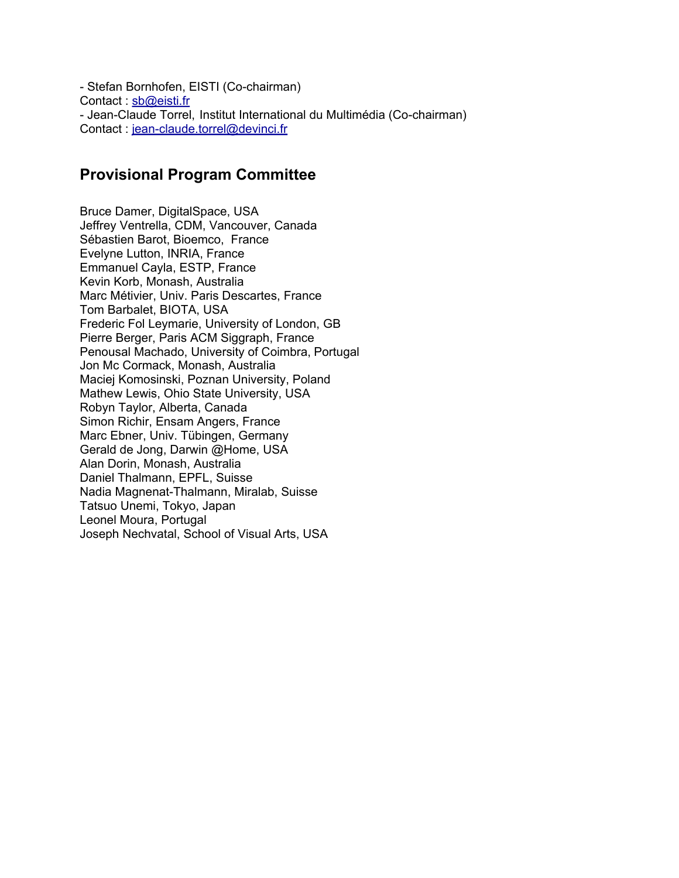- Stefan Bornhofen, EISTI (Co-chairman)
Contact : sb@eisti.fr
- Jean-Claude Torrel, Institut International du Multimédia (Co-chairman)
Contact : jean-claude.torrel@devinci.fr

## Provisional Program Committee

Bruce Damer, DigitalSpace, USA
Jeffrey Ventrella, CDM, Vancouver, Canada
Sébastien Barot, Bioemco, France
Evelyne Lutton, INRIA, France
Emmanuel Cayla, ESTP, France
Kevin Korb, Monash, Australia
Marc Métivier, Univ. Paris Descartes, France
Tom Barbalet, BIOTA, USA
Frederic Fol Leymarie, University of London, GB
Pierre Berger, Paris ACM Siggraph, France
Penousal Machado, University of Coimbra, Portugal
Jon Mc Cormack, Monash, Australia
Maciej Komosinski, Poznan University, Poland
Mathew Lewis, Ohio State University, USA
Robyn Taylor, Alberta, Canada
Simon Richir, Ensam Angers, France
Marc Ebner, Univ. Tübingen, Germany
Gerald de Jong, Darwin @Home, USA
Alan Dorin, Monash, Australia
Daniel Thalmann, EPFL, Suisse
Nadia Magnenat-Thalmann, Miralab, Suisse
Tatsuo Unemi, Tokyo, Japan
Leonel Moura, Portugal
Joseph Nechvatal, School of Visual Arts, USA